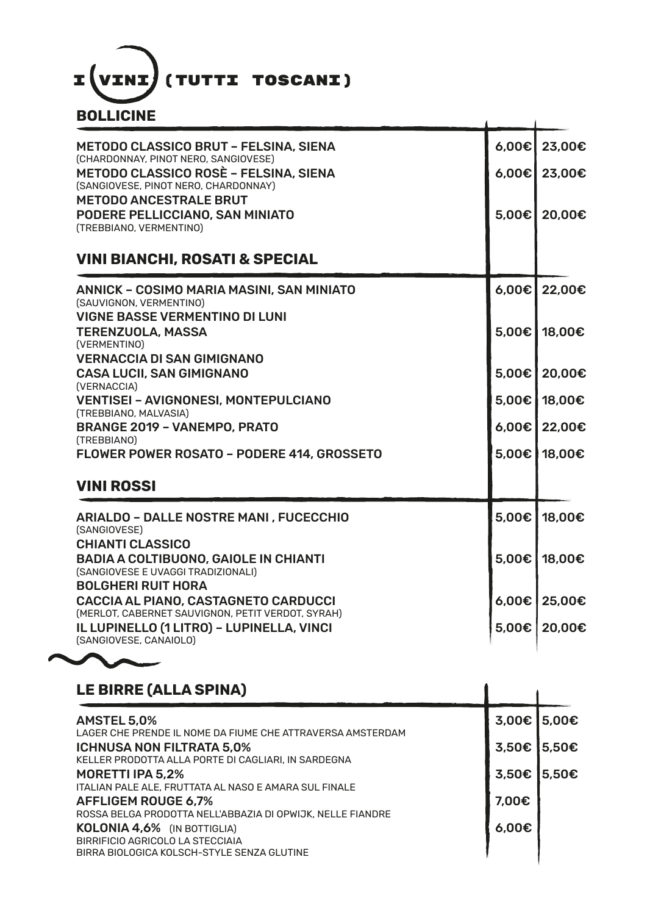# I (VINI) (TUTTI TOSCANI)

## BOLLICINE

| | | |
|---|---|---|
| **METODO CLASSICO BRUT – FELSINA, SIENA**<br>(CHARDONNAY, PINOT NERO, SANGIOVESE) | 6,00€ | 23,00€ |
| **METODO CLASSICO ROSÈ – FELSINA, SIENA**<br>(SANGIOVESE, PINOT NERO, CHARDONNAY) | 6,00€ | 23,00€ |
| **METODO ANCESTRALE BRUT**<br>**PODERE PELLICCIANO, SAN MINIATO**<br>(TREBBIANO, VERMENTINO) | 5,00€ | 20,00€ |

## VINI BIANCHI, ROSATI & SPECIAL

| | | |
|---|---|---|
| **ANNICK – COSIMO MARIA MASINI, SAN MINIATO**<br>(SAUVIGNON, VERMENTINO) | 6,00€ | 22,00€ |
| **VIGNE BASSE VERMENTINO DI LUNI**<br>**TERENZUOLA, MASSA**<br>(VERMENTINO) | 5,00€ | 18,00€ |
| **VERNACCIA DI SAN GIMIGNANO**<br>**CASA LUCII, SAN GIMIGNANO**<br>(VERNACCIA) | 5,00€ | 20,00€ |
| **VENTISEI – AVIGNONESI, MONTEPULCIANO**<br>(TREBBIANO, MALVASIA) | 5,00€ | 18,00€ |
| **BRANGE 2019 – VANEMPO, PRATO**<br>(TREBBIANO) | 6,00€ | 22,00€ |
| **FLOWER POWER ROSATO – PODERE 414, GROSSETO** | 5,00€ | 18,00€ |

## VINI ROSSI

| | | |
|---|---|---|
| **ARIALDO – DALLE NOSTRE MANI , FUCECCHIO**<br>(SANGIOVESE) | 5,00€ | 18,00€ |
| **CHIANTI CLASSICO**<br>**BADIA A COLTIBUONO, GAIOLE IN CHIANTI**<br>(SANGIOVESE E UVAGGI TRADIZIONALI) | 5,00€ | 18,00€ |
| **BOLGHERI RUIT HORA**<br>**CACCIA AL PIANO, CASTAGNETO CARDUCCI**<br>(MERLOT, CABERNET SAUVIGNON, PETIT VERDOT, SYRAH) | 6,00€ | 25,00€ |
| **IL LUPINELLO (1 LITRO) – LUPINELLA, VINCI**<br>(SANGIOVESE, CANAIOLO) | 5,00€ | 20,00€ |

## LE BIRRE (ALLA SPINA)

| | | |
|---|---|---|
| **AMSTEL 5,0%**<br>LAGER CHE PRENDE IL NOME DA FIUME CHE ATTRAVERSA AMSTERDAM | 3,00€ | 5,00€ |
| **ICHNUSA NON FILTRATA 5,0%**<br>KELLER PRODOTTA ALLA PORTE DI CAGLIARI, IN SARDEGNA | 3,50€ | 5,50€ |
| **MORETTI IPA 5,2%**<br>ITALIAN PALE ALE, FRUTTATA AL NASO E AMARA SUL FINALE | 3,50€ | 5,50€ |
| **AFFLIGEM ROUGE 6,7%**<br>ROSSA BELGA PRODOTTA NELL'ABBAZIA DI OPWIJK, NELLE FIANDRE | 7,00€ | |
| **KOLONIA 4,6%** (IN BOTTIGLIA)<br>BIRRIFICIO AGRICOLO LA STECCIAIA<br>BIRRA BIOLOGICA KOLSCH-STYLE SENZA GLUTINE | 6,00€ | |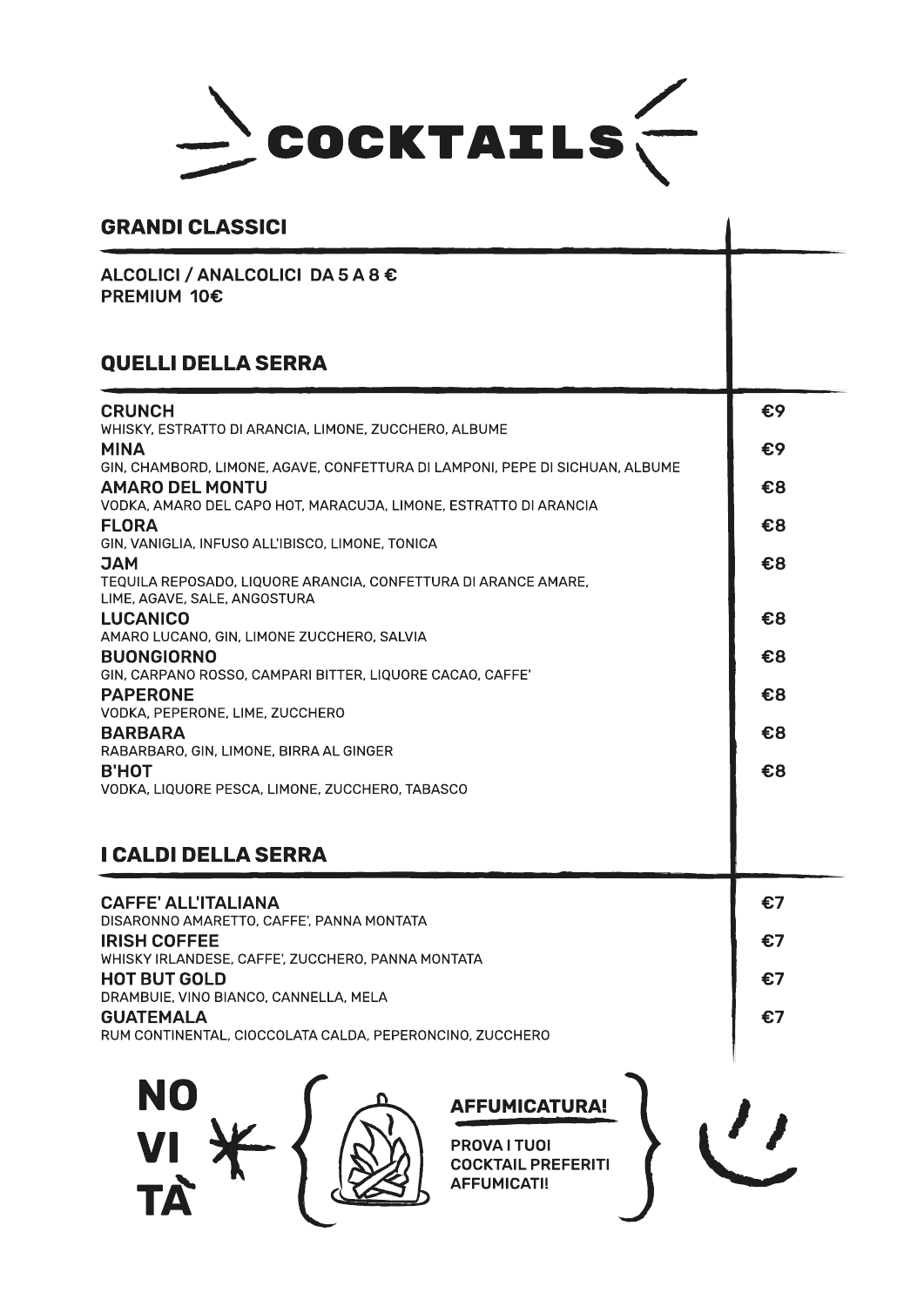# COCKTAILS

## GRANDI CLASSICI

ALCOLICI / ANALCOLICI DA 5 A 8 €
PREMIUM 10€

## QUELLI DELLA SERRA

| | |
|---|---|
| **CRUNCH**<br>WHISKY, ESTRATTO DI ARANCIA, LIMONE, ZUCCHERO, ALBUME | €9 |
| **MINA**<br>GIN, CHAMBORD, LIMONE, AGAVE, CONFETTURA DI LAMPONI, PEPE DI SICHUAN, ALBUME | €9 |
| **AMARO DEL MONTU**<br>VODKA, AMARO DEL CAPO HOT, MARACUJA, LIMONE, ESTRATTO DI ARANCIA | €8 |
| **FLORA**<br>GIN, VANIGLIA, INFUSO ALL'IBISCO, LIMONE, TONICA | €8 |
| **JAM**<br>TEQUILA REPOSADO, LIQUORE ARANCIA, CONFETTURA DI ARANCE AMARE, LIME, AGAVE, SALE, ANGOSTURA | €8 |
| **LUCANICO**<br>AMARO LUCANO, GIN, LIMONE ZUCCHERO, SALVIA | €8 |
| **BUONGIORNO**<br>GIN, CARPANO ROSSO, CAMPARI BITTER, LIQUORE CACAO, CAFFE' | €8 |
| **PAPERONE**<br>VODKA, PEPERONE, LIME, ZUCCHERO | €8 |
| **BARBARA**<br>RABARBARO, GIN, LIMONE, BIRRA AL GINGER | €8 |
| **B'HOT**<br>VODKA, LIQUORE PESCA, LIMONE, ZUCCHERO, TABASCO | €8 |

## I CALDI DELLA SERRA

| | |
|---|---|
| **CAFFE' ALL'ITALIANA**<br>DISARONNO AMARETTO, CAFFE', PANNA MONTATA | €7 |
| **IRISH COFFEE**<br>WHISKY IRLANDESE, CAFFE', ZUCCHERO, PANNA MONTATA | €7 |
| **HOT BUT GOLD**<br>DRAMBUIE, VINO BIANCO, CANNELLA, MELA | €7 |
| **GUATEMALA**<br>RUM CONTINENTAL, CIOCCOLATA CALDA, PEPERONCINO, ZUCCHERO | €7 |

**NOVITÀ**

**AFFUMICATURA!**

PROVA I TUOI COCKTAIL PREFERITI AFFUMICATI!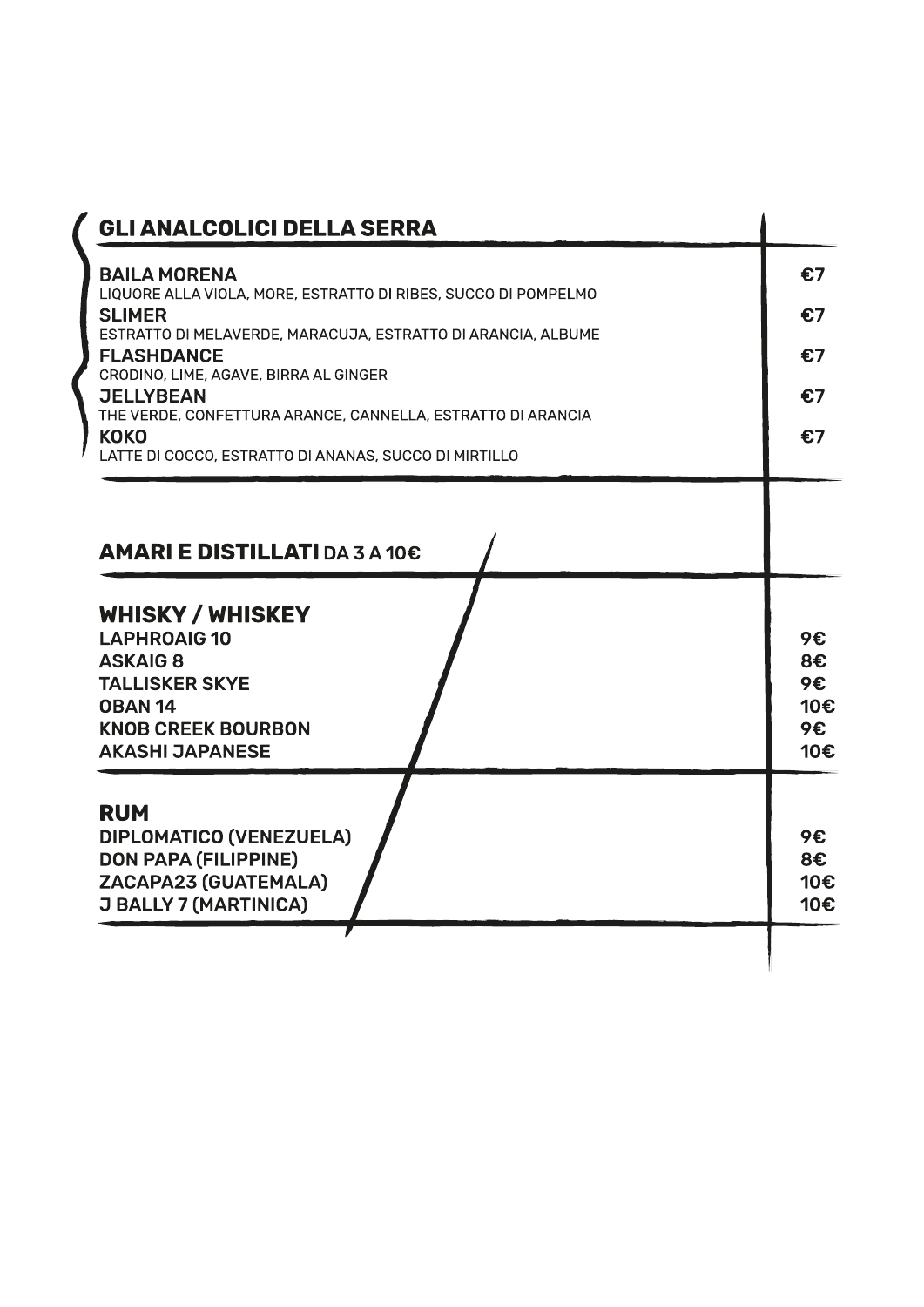## GLI ANALCOLICI DELLA SERRA

| | |
|---|---|
| **BAILA MORENA**<br>LIQUORE ALLA VIOLA, MORE, ESTRATTO DI RIBES, SUCCO DI POMPELMO | €7 |
| **SLIMER**<br>ESTRATTO DI MELAVERDE, MARACUJA, ESTRATTO DI ARANCIA, ALBUME | €7 |
| **FLASHDANCE**<br>CRODINO, LIME, AGAVE, BIRRA AL GINGER | €7 |
| **JELLYBEAN**<br>THE VERDE, CONFETTURA ARANCE, CANNELLA, ESTRATTO DI ARANCIA | €7 |
| **KOKO**<br>LATTE DI COCCO, ESTRATTO DI ANANAS, SUCCO DI MIRTILLO | €7 |

## AMARI E DISTILLATI DA 3 A 10€

### WHISKY / WHISKEY

| | |
|---|---|
| LAPHROAIG 10 | 9€ |
| ASKAIG 8 | 8€ |
| TALLISKER SKYE | 9€ |
| OBAN 14 | 10€ |
| KNOB CREEK BOURBON | 9€ |
| AKASHI JAPANESE | 10€ |

### RUM

| | |
|---|---|
| DIPLOMATICO (VENEZUELA) | 9€ |
| DON PAPA (FILIPPINE) | 8€ |
| ZACAPA23 (GUATEMALA) | 10€ |
| J BALLY 7 (MARTINICA) | 10€ |